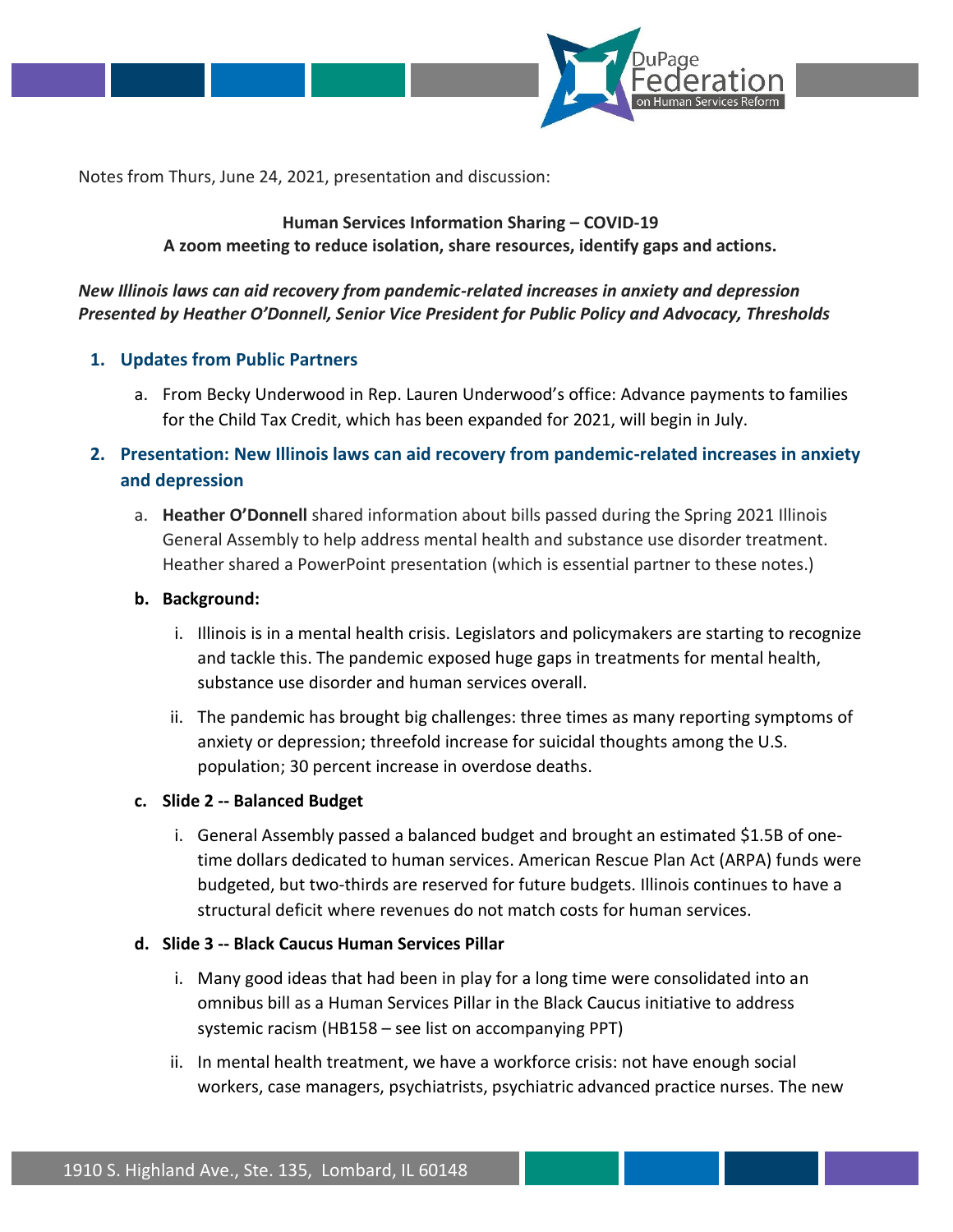Notes from Thurs, June 24, 2021, presentation and discussion:

**Human Services Information Sharing – COVID-19**
**A zoom meeting to reduce isolation, share resources, identify gaps and actions.**

***New Illinois laws can aid recovery from pandemic-related increases in anxiety and depression***
***Presented by Heather O'Donnell, Senior Vice President for Public Policy and Advocacy, Thresholds***

1. **Updates from Public Partners**
   a. From Becky Underwood in Rep. Lauren Underwood's office: Advance payments to families for the Child Tax Credit, which has been expanded for 2021, will begin in July.
2. **Presentation: New Illinois laws can aid recovery from pandemic-related increases in anxiety and depression**
   a. **Heather O'Donnell** shared information about bills passed during the Spring 2021 Illinois General Assembly to help address mental health and substance use disorder treatment. Heather shared a PowerPoint presentation (which is essential partner to these notes.)

   **b. Background:**

      i. Illinois is in a mental health crisis. Legislators and policymakers are starting to recognize and tackle this. The pandemic exposed huge gaps in treatments for mental health, substance use disorder and human services overall.

      ii. The pandemic has brought big challenges: three times as many reporting symptoms of anxiety or depression; threefold increase for suicidal thoughts among the U.S. population; 30 percent increase in overdose deaths.

   **c. Slide 2 -- Balanced Budget**

      i. General Assembly passed a balanced budget and brought an estimated $1.5B of one-time dollars dedicated to human services. American Rescue Plan Act (ARPA) funds were budgeted, but two-thirds are reserved for future budgets. Illinois continues to have a structural deficit where revenues do not match costs for human services.

   **d. Slide 3 -- Black Caucus Human Services Pillar**

      i. Many good ideas that had been in play for a long time were consolidated into an omnibus bill as a Human Services Pillar in the Black Caucus initiative to address systemic racism (HB158 – see list on accompanying PPT)

      ii. In mental health treatment, we have a workforce crisis: not have enough social workers, case managers, psychiatrists, psychiatric advanced practice nurses. The new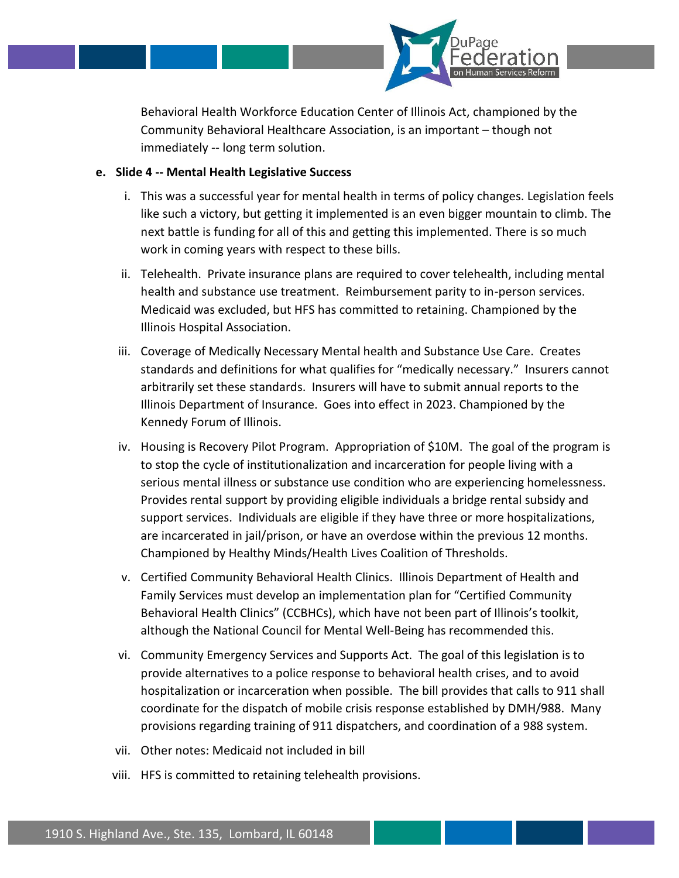Behavioral Health Workforce Education Center of Illinois Act, championed by the Community Behavioral Healthcare Association, is an important – though not immediately -- long term solution.

e. **Slide 4 -- Mental Health Legislative Success**

   i. This was a successful year for mental health in terms of policy changes. Legislation feels like such a victory, but getting it implemented is an even bigger mountain to climb. The next battle is funding for all of this and getting this implemented. There is so much work in coming years with respect to these bills.

   ii. Telehealth. Private insurance plans are required to cover telehealth, including mental health and substance use treatment. Reimbursement parity to in-person services. Medicaid was excluded, but HFS has committed to retaining. Championed by the Illinois Hospital Association.

   iii. Coverage of Medically Necessary Mental health and Substance Use Care. Creates standards and definitions for what qualifies for "medically necessary." Insurers cannot arbitrarily set these standards. Insurers will have to submit annual reports to the Illinois Department of Insurance. Goes into effect in 2023. Championed by the Kennedy Forum of Illinois.

   iv. Housing is Recovery Pilot Program. Appropriation of $10M. The goal of the program is to stop the cycle of institutionalization and incarceration for people living with a serious mental illness or substance use condition who are experiencing homelessness. Provides rental support by providing eligible individuals a bridge rental subsidy and support services. Individuals are eligible if they have three or more hospitalizations, are incarcerated in jail/prison, or have an overdose within the previous 12 months. Championed by Healthy Minds/Health Lives Coalition of Thresholds.

   v. Certified Community Behavioral Health Clinics. Illinois Department of Health and Family Services must develop an implementation plan for "Certified Community Behavioral Health Clinics" (CCBHCs), which have not been part of Illinois's toolkit, although the National Council for Mental Well-Being has recommended this.

   vi. Community Emergency Services and Supports Act. The goal of this legislation is to provide alternatives to a police response to behavioral health crises, and to avoid hospitalization or incarceration when possible. The bill provides that calls to 911 shall coordinate for the dispatch of mobile crisis response established by DMH/988. Many provisions regarding training of 911 dispatchers, and coordination of a 988 system.

   vii. Other notes: Medicaid not included in bill

   viii. HFS is committed to retaining telehealth provisions.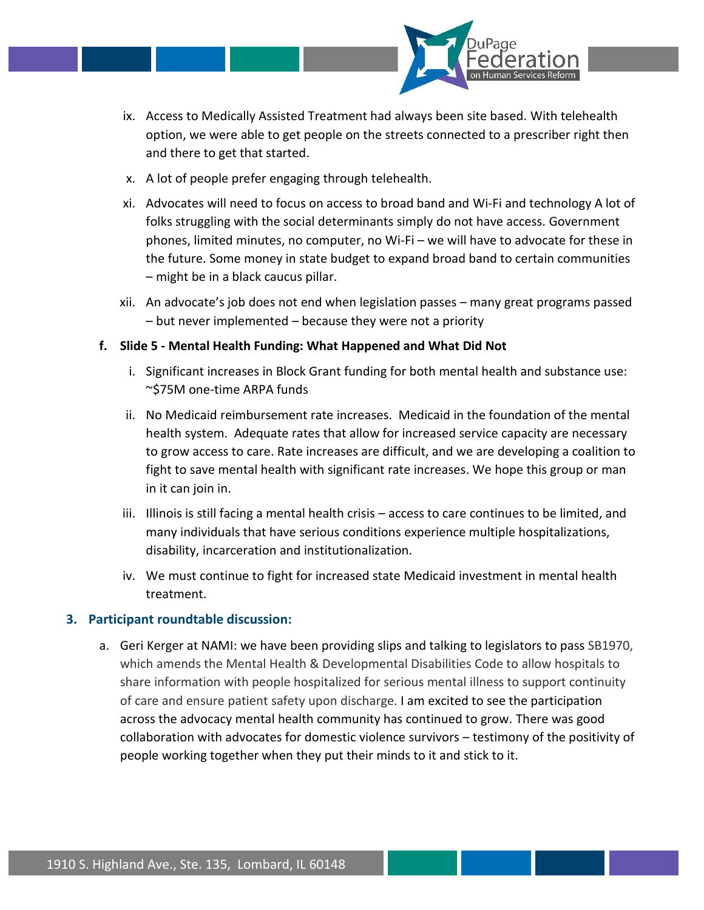ix. Access to Medically Assisted Treatment had always been site based. With telehealth option, we were able to get people on the streets connected to a prescriber right then and there to get that started.

x. A lot of people prefer engaging through telehealth.

xi. Advocates will need to focus on access to broad band and Wi-Fi and technology A lot of folks struggling with the social determinants simply do not have access. Government phones, limited minutes, no computer, no Wi-Fi – we will have to advocate for these in the future. Some money in state budget to expand broad band to certain communities – might be in a black caucus pillar.

xii. An advocate's job does not end when legislation passes – many great programs passed – but never implemented – because they were not a priority

**f. Slide 5 - Mental Health Funding: What Happened and What Did Not**

i. Significant increases in Block Grant funding for both mental health and substance use: ~$75M one-time ARPA funds

ii. No Medicaid reimbursement rate increases. Medicaid in the foundation of the mental health system. Adequate rates that allow for increased service capacity are necessary to grow access to care. Rate increases are difficult, and we are developing a coalition to fight to save mental health with significant rate increases. We hope this group or man in it can join in.

iii. Illinois is still facing a mental health crisis – access to care continues to be limited, and many individuals that have serious conditions experience multiple hospitalizations, disability, incarceration and institutionalization.

iv. We must continue to fight for increased state Medicaid investment in mental health treatment.

## 3. Participant roundtable discussion:

a. Geri Kerger at NAMI: we have been providing slips and talking to legislators to pass SB1970, which amends the Mental Health & Developmental Disabilities Code to allow hospitals to share information with people hospitalized for serious mental illness to support continuity of care and ensure patient safety upon discharge. I am excited to see the participation across the advocacy mental health community has continued to grow. There was good collaboration with advocates for domestic violence survivors – testimony of the positivity of people working together when they put their minds to it and stick to it.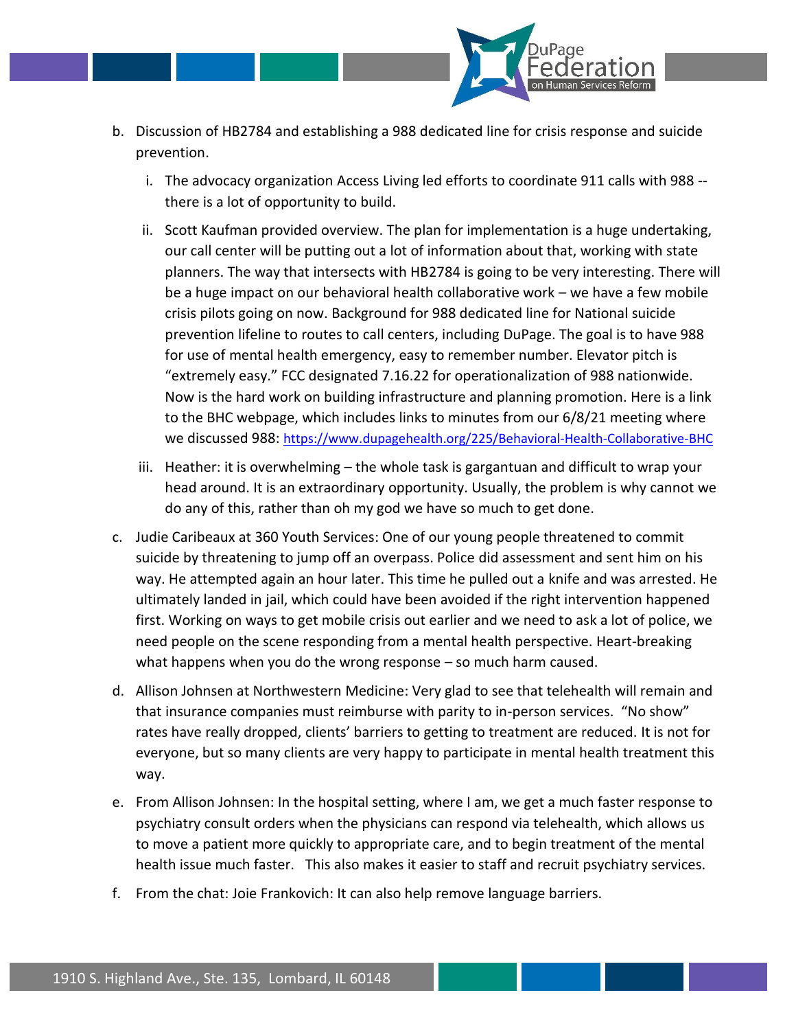b. Discussion of HB2784 and establishing a 988 dedicated line for crisis response and suicide prevention.

   i. The advocacy organization Access Living led efforts to coordinate 911 calls with 988 -- there is a lot of opportunity to build.

   ii. Scott Kaufman provided overview. The plan for implementation is a huge undertaking, our call center will be putting out a lot of information about that, working with state planners. The way that intersects with HB2784 is going to be very interesting. There will be a huge impact on our behavioral health collaborative work – we have a few mobile crisis pilots going on now. Background for 988 dedicated line for National suicide prevention lifeline to routes to call centers, including DuPage. The goal is to have 988 for use of mental health emergency, easy to remember number. Elevator pitch is "extremely easy." FCC designated 7.16.22 for operationalization of 988 nationwide. Now is the hard work on building infrastructure and planning promotion. Here is a link to the BHC webpage, which includes links to minutes from our 6/8/21 meeting where we discussed 988: https://www.dupagehealth.org/225/Behavioral-Health-Collaborative-BHC

   iii. Heather: it is overwhelming – the whole task is gargantuan and difficult to wrap your head around. It is an extraordinary opportunity. Usually, the problem is why cannot we do any of this, rather than oh my god we have so much to get done.

c. Judie Caribeaux at 360 Youth Services: One of our young people threatened to commit suicide by threatening to jump off an overpass. Police did assessment and sent him on his way. He attempted again an hour later. This time he pulled out a knife and was arrested. He ultimately landed in jail, which could have been avoided if the right intervention happened first. Working on ways to get mobile crisis out earlier and we need to ask a lot of police, we need people on the scene responding from a mental health perspective. Heart-breaking what happens when you do the wrong response – so much harm caused.

d. Allison Johnsen at Northwestern Medicine: Very glad to see that telehealth will remain and that insurance companies must reimburse with parity to in-person services. "No show" rates have really dropped, clients' barriers to getting to treatment are reduced. It is not for everyone, but so many clients are very happy to participate in mental health treatment this way.

e. From Allison Johnsen: In the hospital setting, where I am, we get a much faster response to psychiatry consult orders when the physicians can respond via telehealth, which allows us to move a patient more quickly to appropriate care, and to begin treatment of the mental health issue much faster. This also makes it easier to staff and recruit psychiatry services.

f. From the chat: Joie Frankovich: It can also help remove language barriers.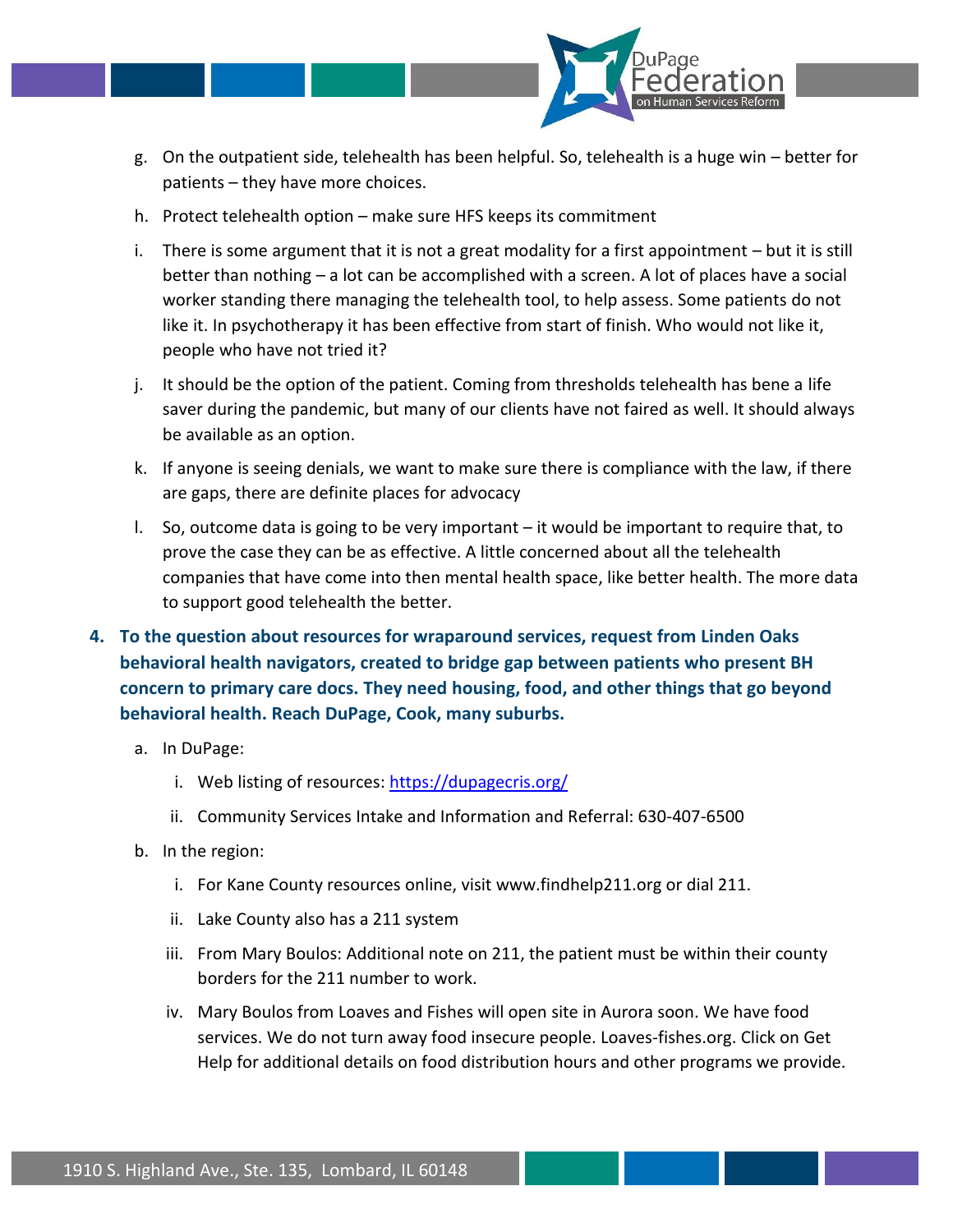g. On the outpatient side, telehealth has been helpful. So, telehealth is a huge win – better for patients – they have more choices.

h. Protect telehealth option – make sure HFS keeps its commitment

i. There is some argument that it is not a great modality for a first appointment – but it is still better than nothing – a lot can be accomplished with a screen. A lot of places have a social worker standing there managing the telehealth tool, to help assess. Some patients do not like it. In psychotherapy it has been effective from start of finish. Who would not like it, people who have not tried it?

j. It should be the option of the patient. Coming from thresholds telehealth has bene a life saver during the pandemic, but many of our clients have not faired as well. It should always be available as an option.

k. If anyone is seeing denials, we want to make sure there is compliance with the law, if there are gaps, there are definite places for advocacy

l. So, outcome data is going to be very important – it would be important to require that, to prove the case they can be as effective. A little concerned about all the telehealth companies that have come into then mental health space, like better health. The more data to support good telehealth the better.

**4. To the question about resources for wraparound services, request from Linden Oaks behavioral health navigators, created to bridge gap between patients who present BH concern to primary care docs. They need housing, food, and other things that go beyond behavioral health. Reach DuPage, Cook, many suburbs.**

a. In DuPage:

  i. Web listing of resources: [https://dupagecris.org/](https://dupagecris.org/)

  ii. Community Services Intake and Information and Referral: 630-407-6500

b. In the region:

  i. For Kane County resources online, visit www.findhelp211.org or dial 211.

  ii. Lake County also has a 211 system

  iii. From Mary Boulos: Additional note on 211, the patient must be within their county borders for the 211 number to work.

  iv. Mary Boulos from Loaves and Fishes will open site in Aurora soon. We have food services. We do not turn away food insecure people. Loaves-fishes.org. Click on Get Help for additional details on food distribution hours and other programs we provide.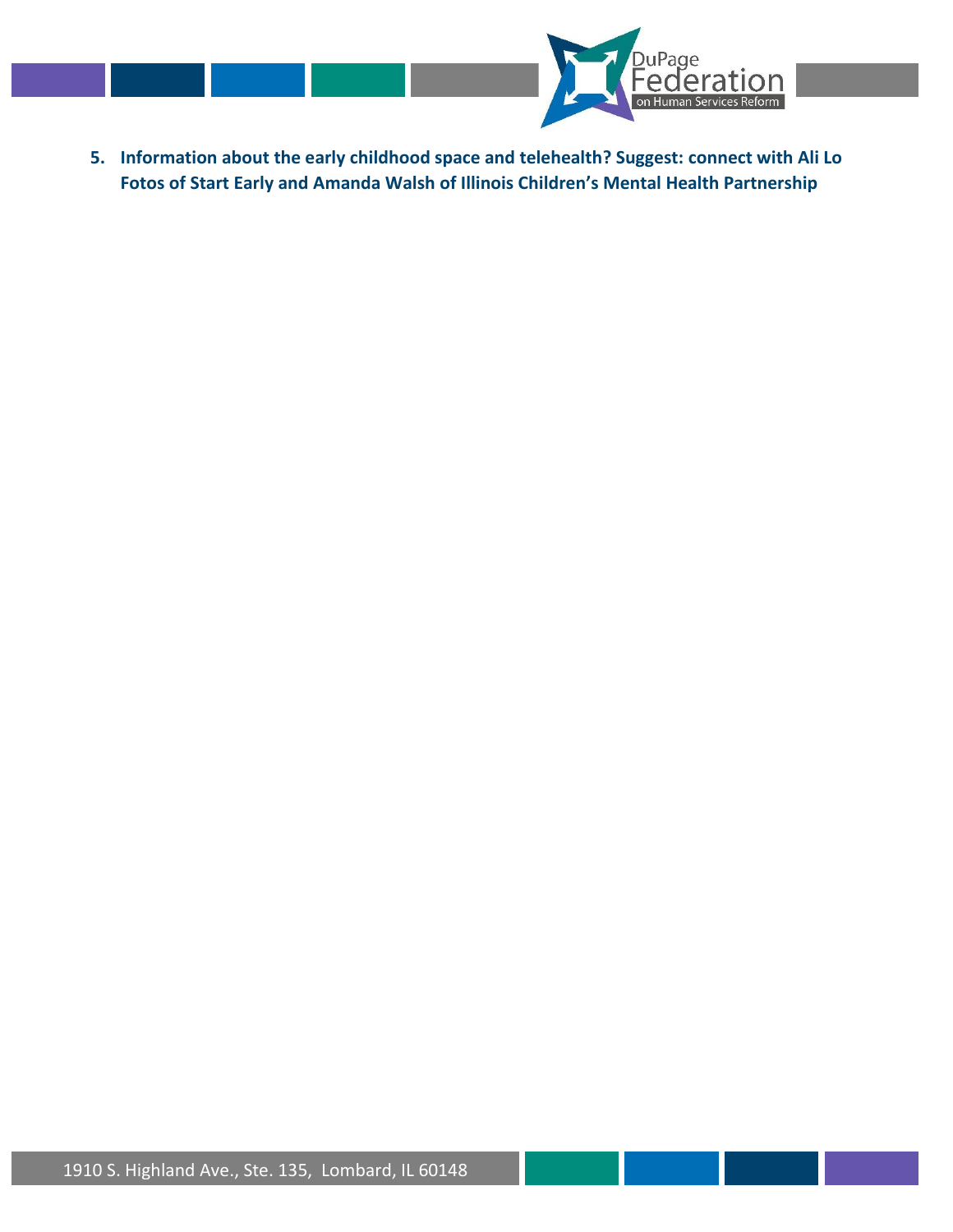5. **Information about the early childhood space and telehealth? Suggest: connect with Ali Lo Fotos of Start Early and Amanda Walsh of Illinois Children's Mental Health Partnership**